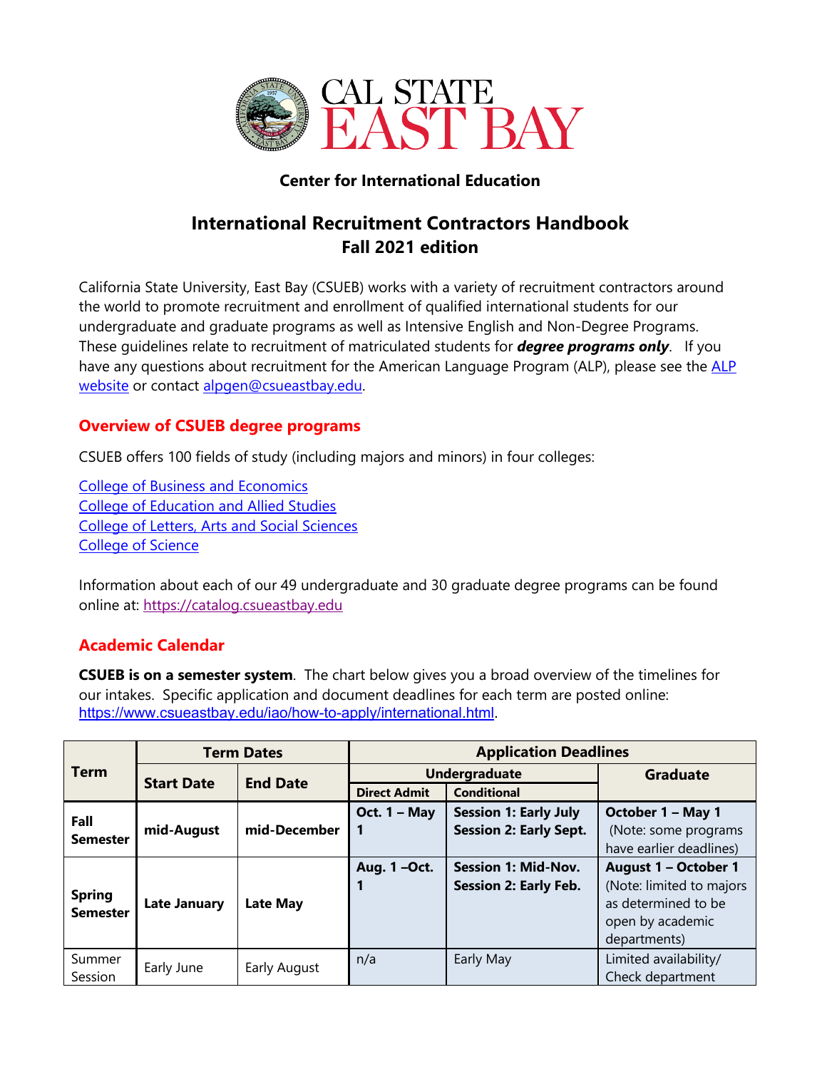CAL STATE EAST BAY

**Center for International Education**

# International Recruitment Contractors Handbook
## Fall 2021 edition

California State University, East Bay (CSUEB) works with a variety of recruitment contractors around the world to promote recruitment and enrollment of qualified international students for our undergraduate and graduate programs as well as Intensive English and Non-Degree Programs. These guidelines relate to recruitment of matriculated students for ***degree programs only***. If you have any questions about recruitment for the American Language Program (ALP), please see the ALP website or contact alpgen@csueastbay.edu.

## Overview of CSUEB degree programs

CSUEB offers 100 fields of study (including majors and minors) in four colleges:

College of Business and Economics
College of Education and Allied Studies
College of Letters, Arts and Social Sciences
College of Science

Information about each of our 49 undergraduate and 30 graduate degree programs can be found online at: https://catalog.csueastbay.edu

## Academic Calendar

**CSUEB is on a semester system**. The chart below gives you a broad overview of the timelines for our intakes. Specific application and document deadlines for each term are posted online: https://www.csueastbay.edu/iao/how-to-apply/international.html.

| Term | Term Dates | | Application Deadlines | | |
|---|---|---|---|---|---|
| | Start Date | End Date | Undergraduate | | Graduate |
| | | | Direct Admit | Conditional | |
| **Fall Semester** | **mid-August** | **mid-December** | **Oct. 1 – May 1** | **Session 1: Early July Session 2: Early Sept.** | **October 1 – May 1** (Note: some programs have earlier deadlines) |
| **Spring Semester** | **Late January** | **Late May** | **Aug. 1 –Oct. 1** | **Session 1: Mid-Nov. Session 2: Early Feb.** | **August 1 – October 1** (Note: limited to majors as determined to be open by academic departments) |
| Summer Session | Early June | Early August | n/a | Early May | Limited availability/ Check department |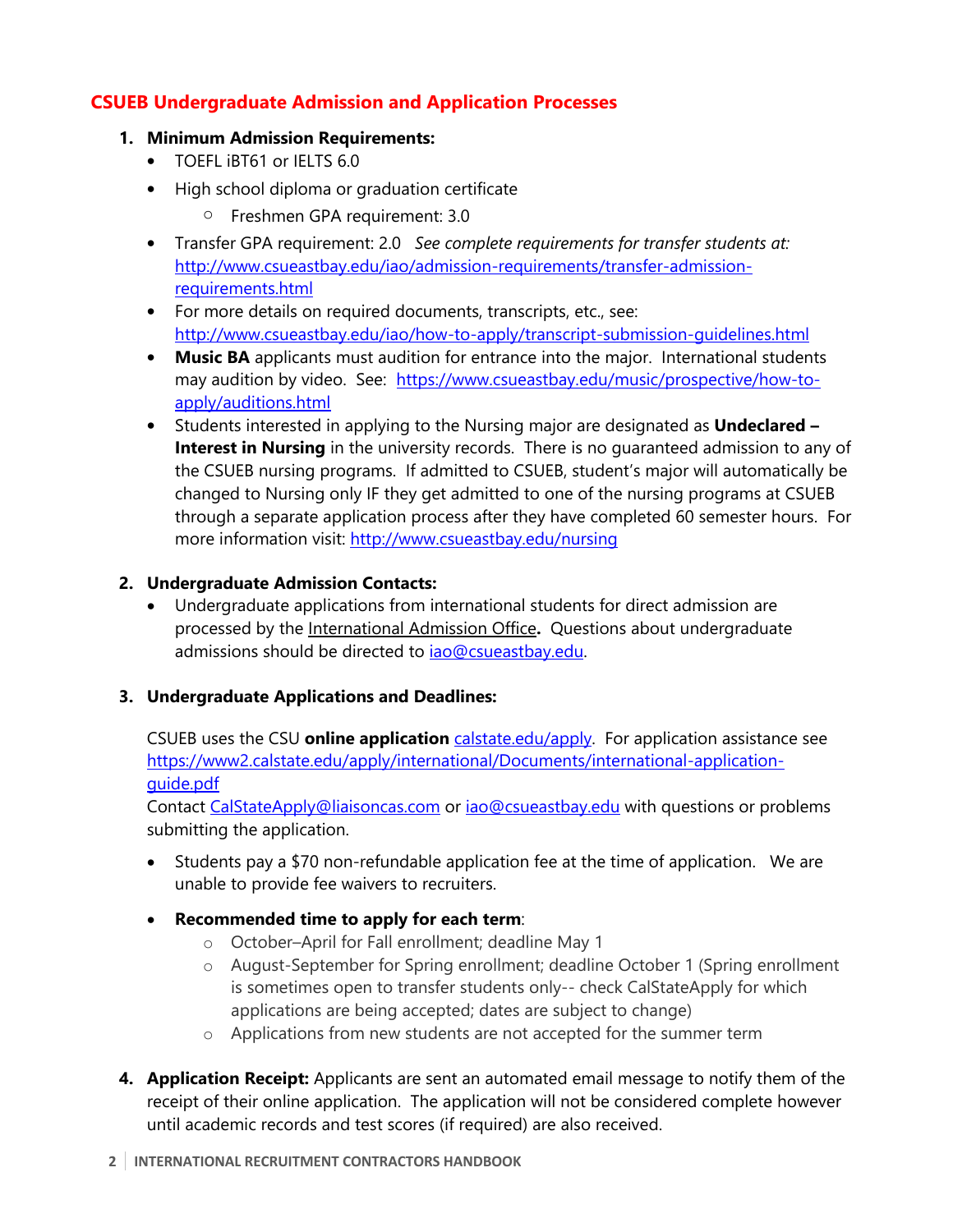## CSUEB Undergraduate Admission and Application Processes

1. **Minimum Admission Requirements:**
   - TOEFL iBT61 or IELTS 6.0
   - High school diploma or graduation certificate
     - Freshmen GPA requirement: 3.0
   - Transfer GPA requirement: 2.0 *See complete requirements for transfer students at:* http://www.csueastbay.edu/iao/admission-requirements/transfer-admission-requirements.html
   - For more details on required documents, transcripts, etc., see: http://www.csueastbay.edu/iao/how-to-apply/transcript-submission-guidelines.html
   - **Music BA** applicants must audition for entrance into the major. International students may audition by video. See: https://www.csueastbay.edu/music/prospective/how-to-apply/auditions.html
   - Students interested in applying to the Nursing major are designated as **Undeclared – Interest in Nursing** in the university records. There is no guaranteed admission to any of the CSUEB nursing programs. If admitted to CSUEB, student's major will automatically be changed to Nursing only IF they get admitted to one of the nursing programs at CSUEB through a separate application process after they have completed 60 semester hours. For more information visit: http://www.csueastbay.edu/nursing

2. **Undergraduate Admission Contacts:**
   - Undergraduate applications from international students for direct admission are processed by the International Admission Office**.** Questions about undergraduate admissions should be directed to iao@csueastbay.edu.

3. **Undergraduate Applications and Deadlines:**

   CSUEB uses the CSU **online application** calstate.edu/apply. For application assistance see https://www2.calstate.edu/apply/international/Documents/international-application-guide.pdf
   Contact CalStateApply@liaisoncas.com or iao@csueastbay.edu with questions or problems submitting the application.

   - Students pay a $70 non-refundable application fee at the time of application. We are unable to provide fee waivers to recruiters.
   - **Recommended time to apply for each term**:
     - October–April for Fall enrollment; deadline May 1
     - August-September for Spring enrollment; deadline October 1 (Spring enrollment is sometimes open to transfer students only-- check CalStateApply for which applications are being accepted; dates are subject to change)
     - Applications from new students are not accepted for the summer term

4. **Application Receipt:** Applicants are sent an automated email message to notify them of the receipt of their online application. The application will not be considered complete however until academic records and test scores (if required) are also received.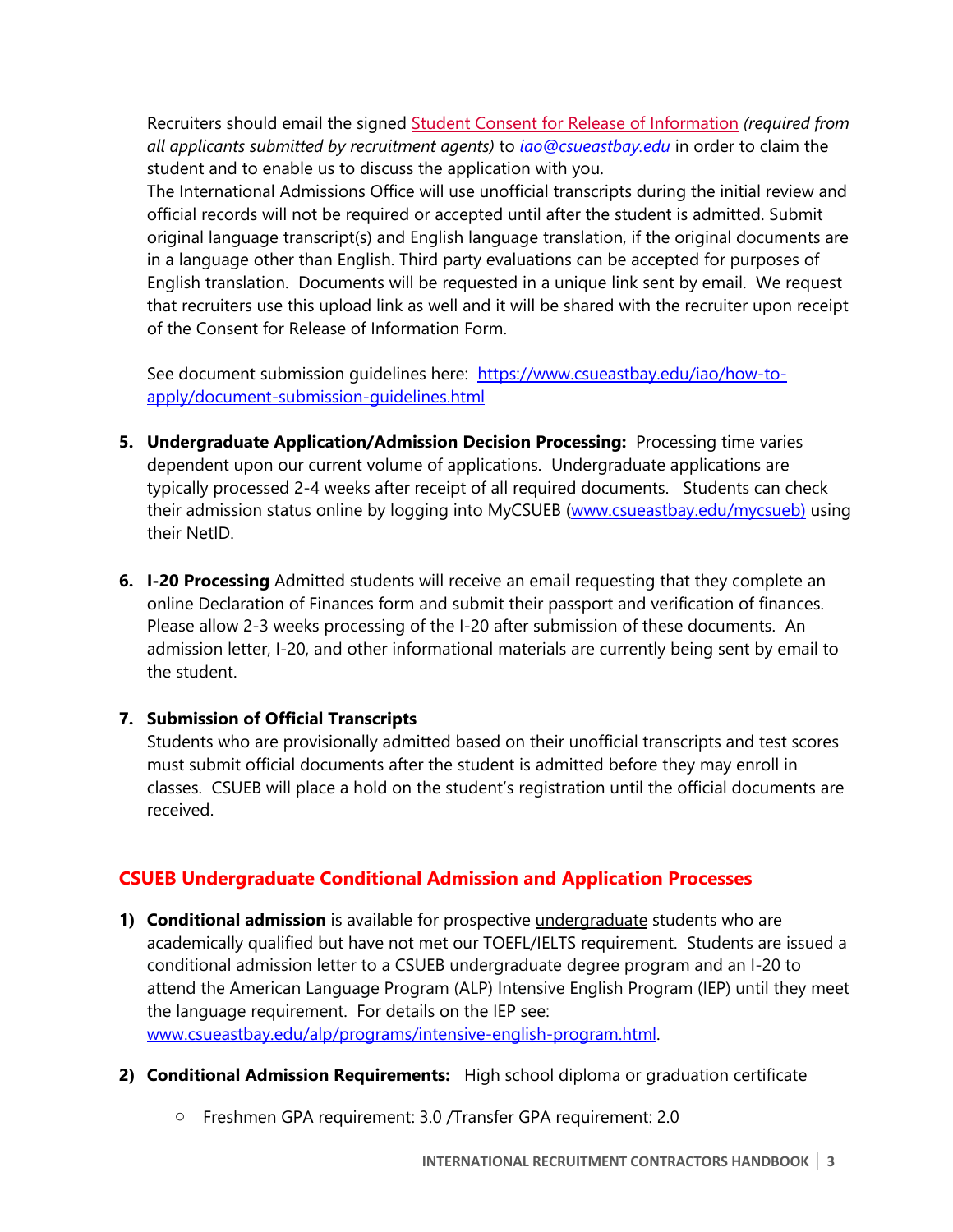Recruiters should email the signed Student Consent for Release of Information *(required from all applicants submitted by recruitment agents)* to *iao@csueastbay.edu* in order to claim the student and to enable us to discuss the application with you.
The International Admissions Office will use unofficial transcripts during the initial review and official records will not be required or accepted until after the student is admitted. Submit original language transcript(s) and English language translation, if the original documents are in a language other than English. Third party evaluations can be accepted for purposes of English translation. Documents will be requested in a unique link sent by email. We request that recruiters use this upload link as well and it will be shared with the recruiter upon receipt of the Consent for Release of Information Form.

See document submission guidelines here: https://www.csueastbay.edu/iao/how-to-apply/document-submission-guidelines.html

5. **Undergraduate Application/Admission Decision Processing:** Processing time varies dependent upon our current volume of applications. Undergraduate applications are typically processed 2-4 weeks after receipt of all required documents. Students can check their admission status online by logging into MyCSUEB (www.csueastbay.edu/mycsueb) using their NetID.

6. **I-20 Processing** Admitted students will receive an email requesting that they complete an online Declaration of Finances form and submit their passport and verification of finances. Please allow 2-3 weeks processing of the I-20 after submission of these documents. An admission letter, I-20, and other informational materials are currently being sent by email to the student.

7. **Submission of Official Transcripts**
   Students who are provisionally admitted based on their unofficial transcripts and test scores must submit official documents after the student is admitted before they may enroll in classes. CSUEB will place a hold on the student's registration until the official documents are received.

## CSUEB Undergraduate Conditional Admission and Application Processes

1) **Conditional admission** is available for prospective undergraduate students who are academically qualified but have not met our TOEFL/IELTS requirement. Students are issued a conditional admission letter to a CSUEB undergraduate degree program and an I-20 to attend the American Language Program (ALP) Intensive English Program (IEP) until they meet the language requirement. For details on the IEP see: www.csueastbay.edu/alp/programs/intensive-english-program.html.

2) **Conditional Admission Requirements:** High school diploma or graduation certificate

   - Freshmen GPA requirement: 3.0 /Transfer GPA requirement: 2.0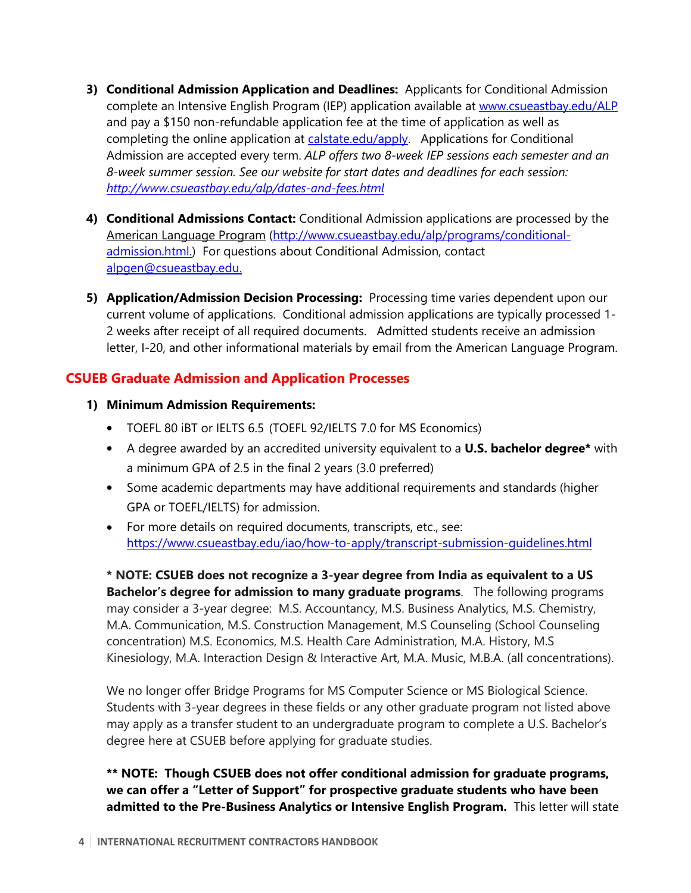3) **Conditional Admission Application and Deadlines:** Applicants for Conditional Admission complete an Intensive English Program (IEP) application available at [www.csueastbay.edu/ALP](www.csueastbay.edu/ALP) and pay a $150 non-refundable application fee at the time of application as well as completing the online application at [calstate.edu/apply](calstate.edu/apply). Applications for Conditional Admission are accepted every term. *ALP offers two 8-week IEP sessions each semester and an 8-week summer session. See our website for start dates and deadlines for each session: [http://www.csueastbay.edu/alp/dates-and-fees.html](http://www.csueastbay.edu/alp/dates-and-fees.html)*

4) **Conditional Admissions Contact:** Conditional Admission applications are processed by the American Language Program ([http://www.csueastbay.edu/alp/programs/conditional-admission.html](http://www.csueastbay.edu/alp/programs/conditional-admission.html).) For questions about Conditional Admission, contact alpgen@csueastbay.edu.

5) **Application/Admission Decision Processing:** Processing time varies dependent upon our current volume of applications. Conditional admission applications are typically processed 1-2 weeks after receipt of all required documents. Admitted students receive an admission letter, I-20, and other informational materials by email from the American Language Program.

## CSUEB Graduate Admission and Application Processes

1) **Minimum Admission Requirements:**

- TOEFL 80 iBT or IELTS 6.5 (TOEFL 92/IELTS 7.0 for MS Economics)
- A degree awarded by an accredited university equivalent to a **U.S. bachelor degree*** with a minimum GPA of 2.5 in the final 2 years (3.0 preferred)
- Some academic departments may have additional requirements and standards (higher GPA or TOEFL/IELTS) for admission.
- For more details on required documents, transcripts, etc., see: [https://www.csueastbay.edu/iao/how-to-apply/transcript-submission-guidelines.html](https://www.csueastbay.edu/iao/how-to-apply/transcript-submission-guidelines.html)

**\* NOTE: CSUEB does not recognize a 3-year degree from India as equivalent to a US Bachelor's degree for admission to many graduate programs**. The following programs may consider a 3-year degree: M.S. Accountancy, M.S. Business Analytics, M.S. Chemistry, M.A. Communication, M.S. Construction Management, M.S Counseling (School Counseling concentration) M.S. Economics, M.S. Health Care Administration, M.A. History, M.S Kinesiology, M.A. Interaction Design & Interactive Art, M.A. Music, M.B.A. (all concentrations).

We no longer offer Bridge Programs for MS Computer Science or MS Biological Science. Students with 3-year degrees in these fields or any other graduate program not listed above may apply as a transfer student to an undergraduate program to complete a U.S. Bachelor's degree here at CSUEB before applying for graduate studies.

**\*\* NOTE: Though CSUEB does not offer conditional admission for graduate programs, we can offer a "Letter of Support" for prospective graduate students who have been admitted to the Pre-Business Analytics or Intensive English Program.** This letter will state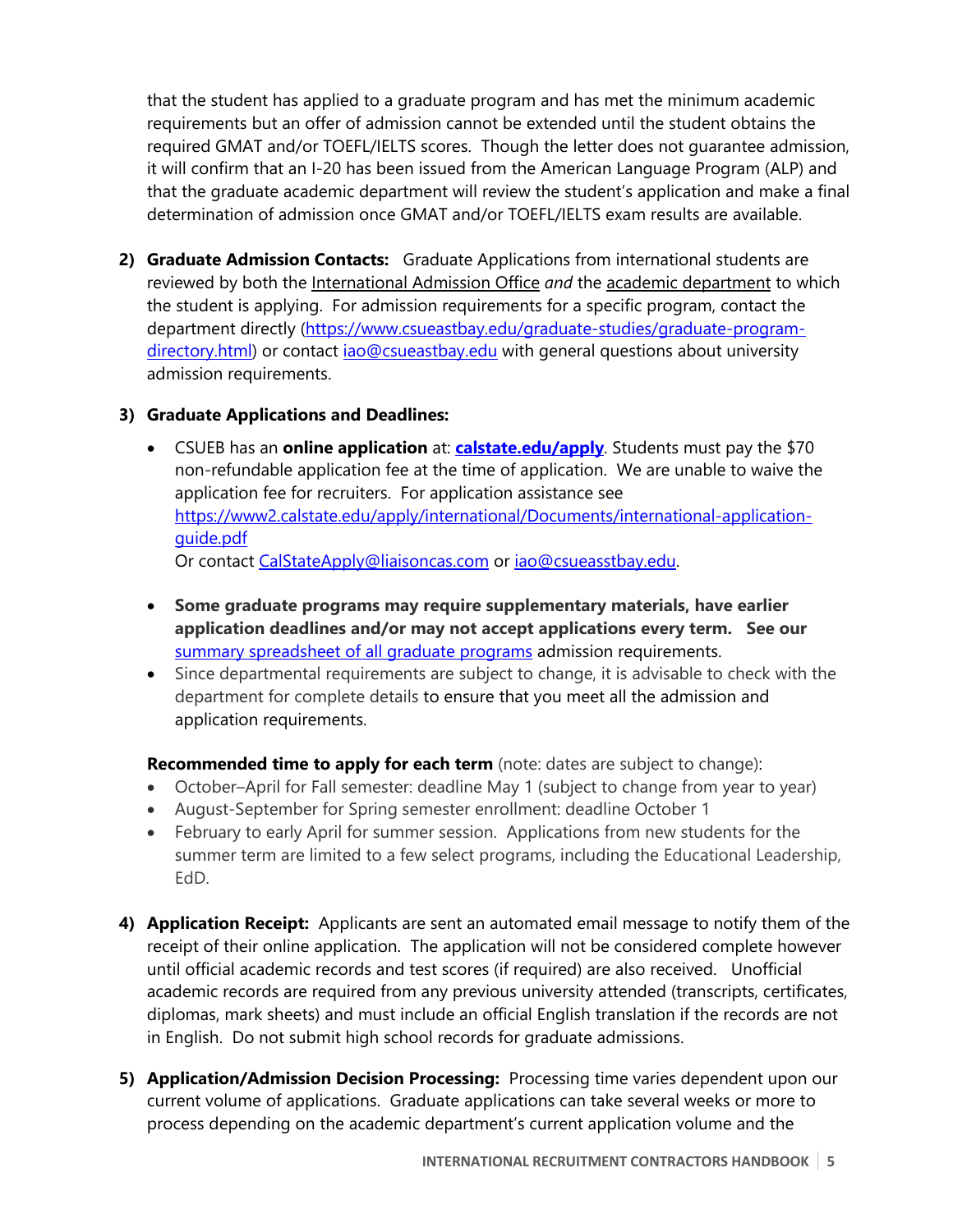that the student has applied to a graduate program and has met the minimum academic requirements but an offer of admission cannot be extended until the student obtains the required GMAT and/or TOEFL/IELTS scores. Though the letter does not guarantee admission, it will confirm that an I-20 has been issued from the American Language Program (ALP) and that the graduate academic department will review the student's application and make a final determination of admission once GMAT and/or TOEFL/IELTS exam results are available.

2) **Graduate Admission Contacts:** Graduate Applications from international students are reviewed by both the International Admission Office *and* the academic department to which the student is applying. For admission requirements for a specific program, contact the department directly (https://www.csueastbay.edu/graduate-studies/graduate-program-directory.html) or contact iao@csueastbay.edu with general questions about university admission requirements.

3) **Graduate Applications and Deadlines:**

   - CSUEB has an **online application** at: **calstate.edu/apply**. Students must pay the $70 non-refundable application fee at the time of application. We are unable to waive the application fee for recruiters. For application assistance see https://www2.calstate.edu/apply/international/Documents/international-application-guide.pdf
     Or contact CalStateApply@liaisoncas.com or iao@csueasstbay.edu.
   - **Some graduate programs may require supplementary materials, have earlier application deadlines and/or may not accept applications every term. See our** summary spreadsheet of all graduate programs admission requirements.
   - Since departmental requirements are subject to change, it is advisable to check with the department for complete details to ensure that you meet all the admission and application requirements.

   **Recommended time to apply for each term** (note: dates are subject to change):

   - October–April for Fall semester: deadline May 1 (subject to change from year to year)
   - August-September for Spring semester enrollment: deadline October 1
   - February to early April for summer session. Applications from new students for the summer term are limited to a few select programs, including the Educational Leadership, EdD.

4) **Application Receipt:** Applicants are sent an automated email message to notify them of the receipt of their online application. The application will not be considered complete however until official academic records and test scores (if required) are also received. Unofficial academic records are required from any previous university attended (transcripts, certificates, diplomas, mark sheets) and must include an official English translation if the records are not in English. Do not submit high school records for graduate admissions.

5) **Application/Admission Decision Processing:** Processing time varies dependent upon our current volume of applications. Graduate applications can take several weeks or more to process depending on the academic department's current application volume and the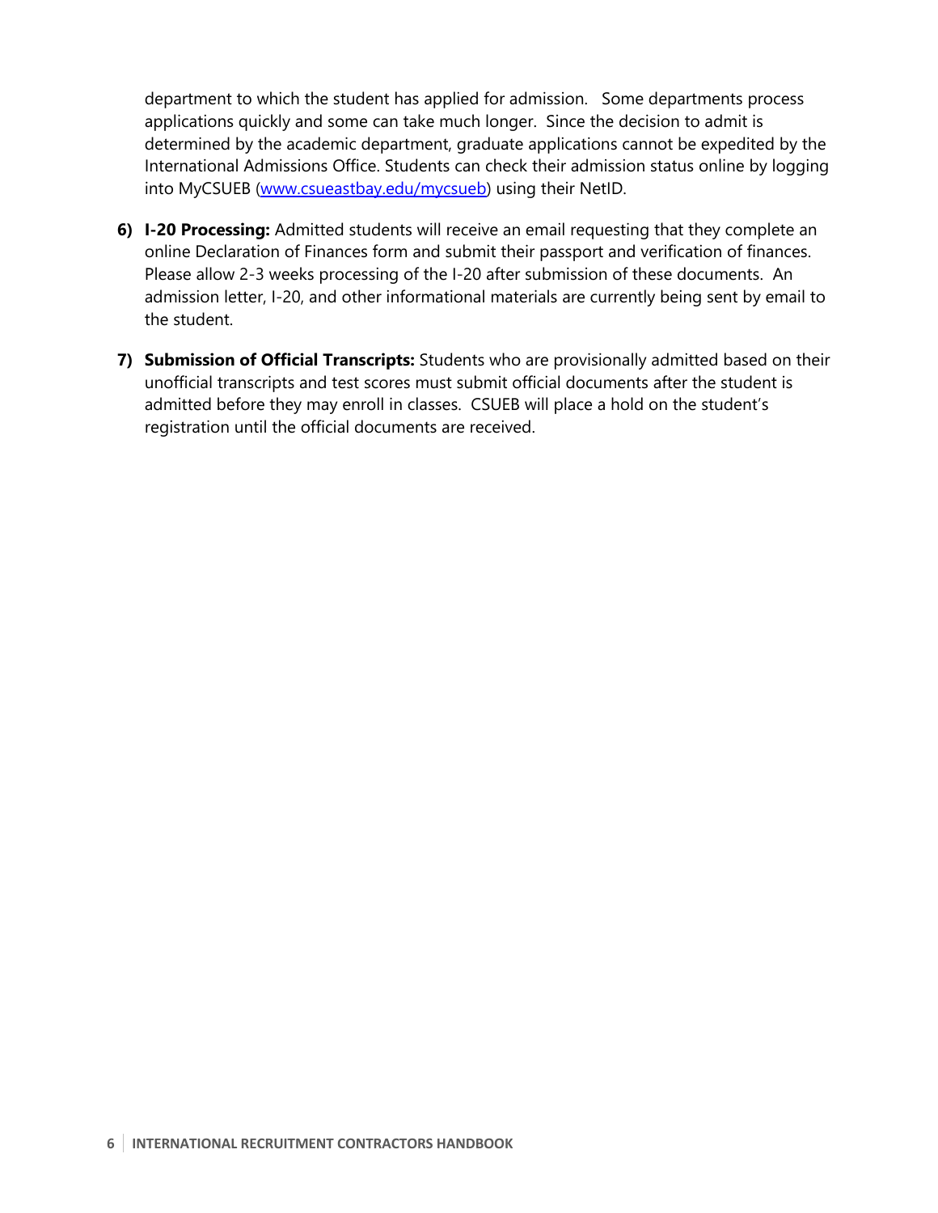department to which the student has applied for admission. Some departments process applications quickly and some can take much longer. Since the decision to admit is determined by the academic department, graduate applications cannot be expedited by the International Admissions Office. Students can check their admission status online by logging into MyCSUEB ([www.csueastbay.edu/mycsueb](http://www.csueastbay.edu/mycsueb)) using their NetID.

6) **I-20 Processing:** Admitted students will receive an email requesting that they complete an online Declaration of Finances form and submit their passport and verification of finances. Please allow 2-3 weeks processing of the I-20 after submission of these documents. An admission letter, I-20, and other informational materials are currently being sent by email to the student.

7) **Submission of Official Transcripts:** Students who are provisionally admitted based on their unofficial transcripts and test scores must submit official documents after the student is admitted before they may enroll in classes. CSUEB will place a hold on the student's registration until the official documents are received.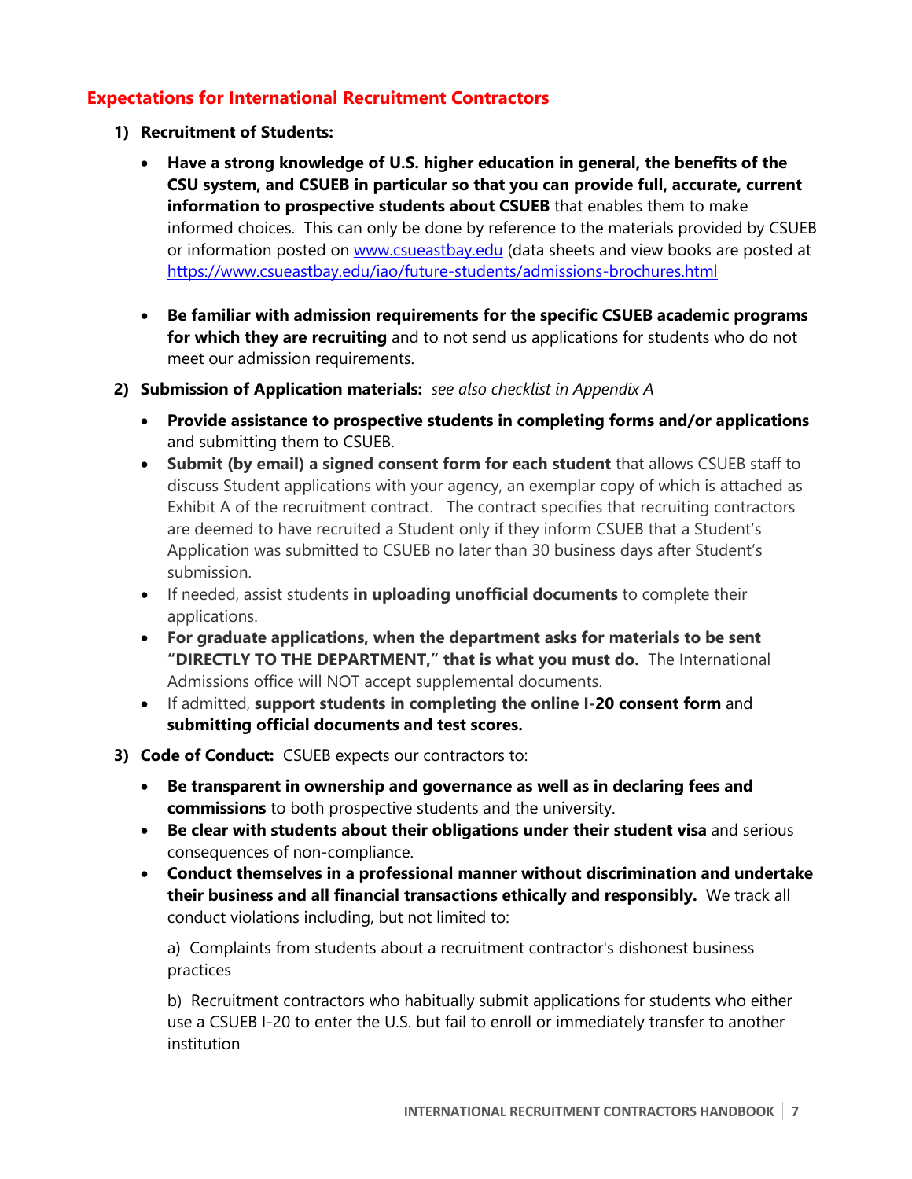## Expectations for International Recruitment Contractors

1) **Recruitment of Students:**

    - **Have a strong knowledge of U.S. higher education in general, the benefits of the CSU system, and CSUEB in particular so that you can provide full, accurate, current information to prospective students about CSUEB** that enables them to make informed choices. This can only be done by reference to the materials provided by CSUEB or information posted on [www.csueastbay.edu](www.csueastbay.edu) (data sheets and view books are posted at [https://www.csueastbay.edu/iao/future-students/admissions-brochures.html](https://www.csueastbay.edu/iao/future-students/admissions-brochures.html)

    - **Be familiar with admission requirements for the specific CSUEB academic programs for which they are recruiting** and to not send us applications for students who do not meet our admission requirements.

2) **Submission of Application materials:** *see also checklist in Appendix A*

    - **Provide assistance to prospective students in completing forms and/or applications** and submitting them to CSUEB.
    - **Submit (by email) a signed consent form for each student** that allows CSUEB staff to discuss Student applications with your agency, an exemplar copy of which is attached as Exhibit A of the recruitment contract. The contract specifies that recruiting contractors are deemed to have recruited a Student only if they inform CSUEB that a Student's Application was submitted to CSUEB no later than 30 business days after Student's submission.
    - If needed, assist students **in uploading unofficial documents** to complete their applications.
    - **For graduate applications, when the department asks for materials to be sent "DIRECTLY TO THE DEPARTMENT," that is what you must do.** The International Admissions office will NOT accept supplemental documents.
    - If admitted, **support students in completing the online I-20 consent form** and **submitting official documents and test scores.**

3) **Code of Conduct:** CSUEB expects our contractors to:

    - **Be transparent in ownership and governance as well as in declaring fees and commissions** to both prospective students and the university.
    - **Be clear with students about their obligations under their student visa** and serious consequences of non-compliance.
    - **Conduct themselves in a professional manner without discrimination and undertake their business and all financial transactions ethically and responsibly.** We track all conduct violations including, but not limited to:

        a) Complaints from students about a recruitment contractor's dishonest business practices

        b) Recruitment contractors who habitually submit applications for students who either use a CSUEB I-20 to enter the U.S. but fail to enroll or immediately transfer to another institution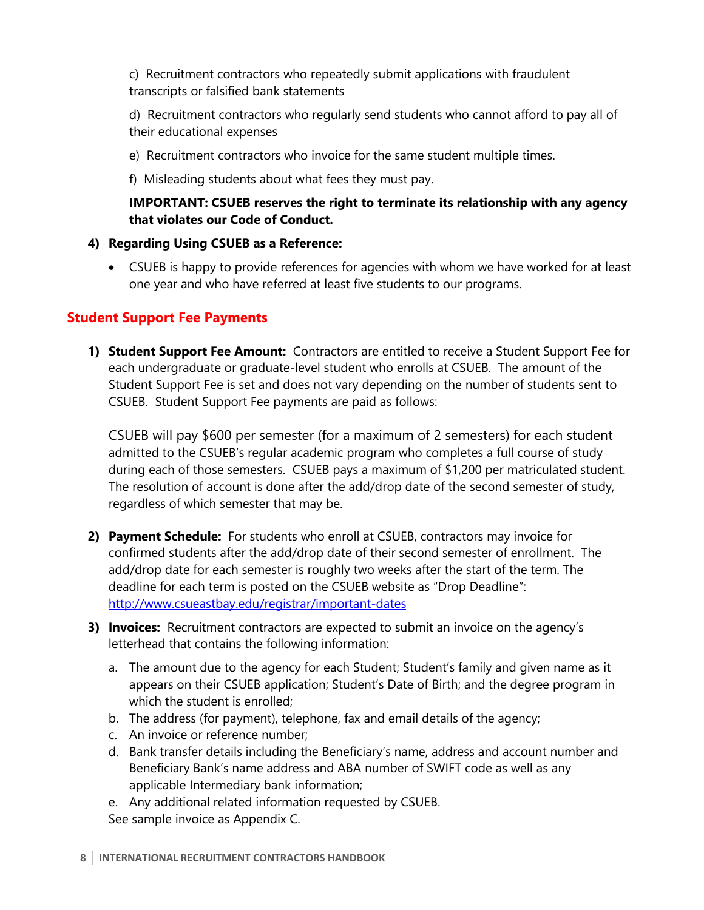c) Recruitment contractors who repeatedly submit applications with fraudulent transcripts or falsified bank statements

d) Recruitment contractors who regularly send students who cannot afford to pay all of their educational expenses

e) Recruitment contractors who invoice for the same student multiple times.

f) Misleading students about what fees they must pay.

**IMPORTANT: CSUEB reserves the right to terminate its relationship with any agency that violates our Code of Conduct.**

4) **Regarding Using CSUEB as a Reference:**

- CSUEB is happy to provide references for agencies with whom we have worked for at least one year and who have referred at least five students to our programs.

## Student Support Fee Payments

1) **Student Support Fee Amount:** Contractors are entitled to receive a Student Support Fee for each undergraduate or graduate-level student who enrolls at CSUEB. The amount of the Student Support Fee is set and does not vary depending on the number of students sent to CSUEB. Student Support Fee payments are paid as follows:

   CSUEB will pay $600 per semester (for a maximum of 2 semesters) for each student admitted to the CSUEB's regular academic program who completes a full course of study during each of those semesters. CSUEB pays a maximum of $1,200 per matriculated student. The resolution of account is done after the add/drop date of the second semester of study, regardless of which semester that may be.

2) **Payment Schedule:** For students who enroll at CSUEB, contractors may invoice for confirmed students after the add/drop date of their second semester of enrollment. The add/drop date for each semester is roughly two weeks after the start of the term. The deadline for each term is posted on the CSUEB website as "Drop Deadline": http://www.csueastbay.edu/registrar/important-dates

3) **Invoices:** Recruitment contractors are expected to submit an invoice on the agency's letterhead that contains the following information:

   a. The amount due to the agency for each Student; Student's family and given name as it appears on their CSUEB application; Student's Date of Birth; and the degree program in which the student is enrolled;
   b. The address (for payment), telephone, fax and email details of the agency;
   c. An invoice or reference number;
   d. Bank transfer details including the Beneficiary's name, address and account number and Beneficiary Bank's name address and ABA number of SWIFT code as well as any applicable Intermediary bank information;
   e. Any additional related information requested by CSUEB.

   See sample invoice as Appendix C.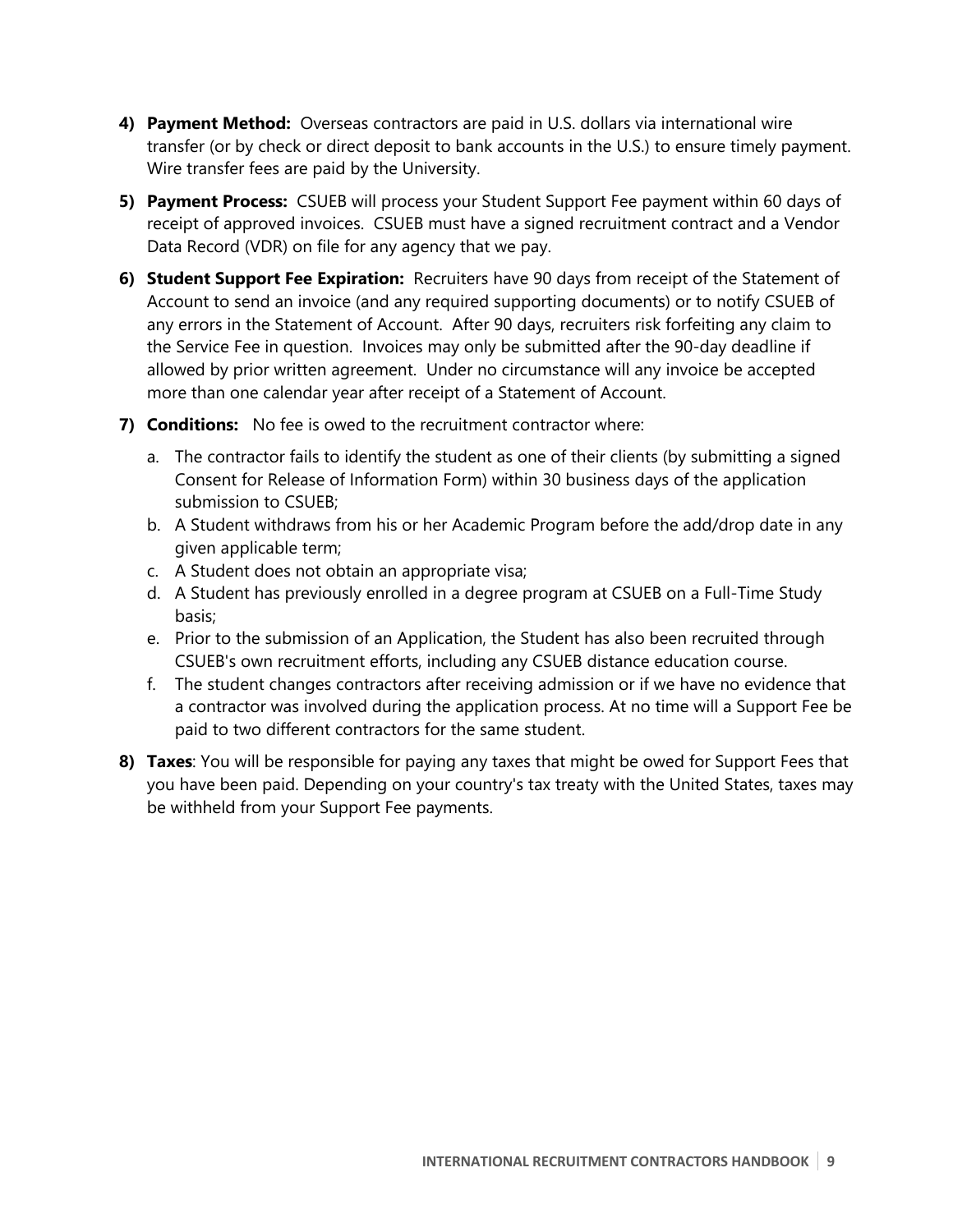4) **Payment Method:** Overseas contractors are paid in U.S. dollars via international wire transfer (or by check or direct deposit to bank accounts in the U.S.) to ensure timely payment. Wire transfer fees are paid by the University.

5) **Payment Process:** CSUEB will process your Student Support Fee payment within 60 days of receipt of approved invoices. CSUEB must have a signed recruitment contract and a Vendor Data Record (VDR) on file for any agency that we pay.

6) **Student Support Fee Expiration:** Recruiters have 90 days from receipt of the Statement of Account to send an invoice (and any required supporting documents) or to notify CSUEB of any errors in the Statement of Account. After 90 days, recruiters risk forfeiting any claim to the Service Fee in question. Invoices may only be submitted after the 90-day deadline if allowed by prior written agreement. Under no circumstance will any invoice be accepted more than one calendar year after receipt of a Statement of Account.

7) **Conditions:** No fee is owed to the recruitment contractor where:

   a. The contractor fails to identify the student as one of their clients (by submitting a signed Consent for Release of Information Form) within 30 business days of the application submission to CSUEB;
   b. A Student withdraws from his or her Academic Program before the add/drop date in any given applicable term;
   c. A Student does not obtain an appropriate visa;
   d. A Student has previously enrolled in a degree program at CSUEB on a Full-Time Study basis;
   e. Prior to the submission of an Application, the Student has also been recruited through CSUEB's own recruitment efforts, including any CSUEB distance education course.
   f. The student changes contractors after receiving admission or if we have no evidence that a contractor was involved during the application process. At no time will a Support Fee be paid to two different contractors for the same student.

8) **Taxes**: You will be responsible for paying any taxes that might be owed for Support Fees that you have been paid. Depending on your country's tax treaty with the United States, taxes may be withheld from your Support Fee payments.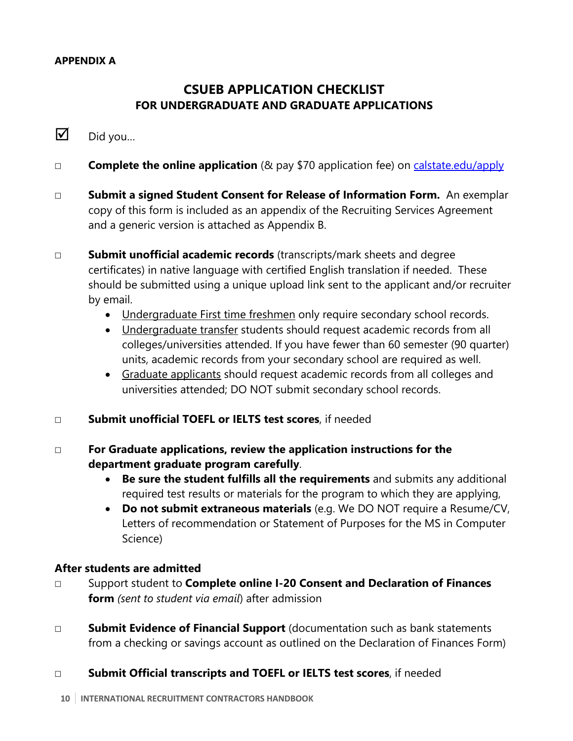**APPENDIX A**

## CSUEB APPLICATION CHECKLIST
### FOR UNDERGRADUATE AND GRADUATE APPLICATIONS

☑ Did you…

□ **Complete the online application** (& pay $70 application fee) on [calstate.edu/apply](calstate.edu/apply)

□ **Submit a signed Student Consent for Release of Information Form.** An exemplar copy of this form is included as an appendix of the Recruiting Services Agreement and a generic version is attached as Appendix B.

□ **Submit unofficial academic records** (transcripts/mark sheets and degree certificates) in native language with certified English translation if needed. These should be submitted using a unique upload link sent to the applicant and/or recruiter by email.

- Undergraduate First time freshmen only require secondary school records.
- Undergraduate transfer students should request academic records from all colleges/universities attended. If you have fewer than 60 semester (90 quarter) units, academic records from your secondary school are required as well.
- Graduate applicants should request academic records from all colleges and universities attended; DO NOT submit secondary school records.

□ **Submit unofficial TOEFL or IELTS test scores**, if needed

□ **For Graduate applications, review the application instructions for the department graduate program carefully**.

- **Be sure the student fulfills all the requirements** and submits any additional required test results or materials for the program to which they are applying,
- **Do not submit extraneous materials** (e.g. We DO NOT require a Resume/CV, Letters of recommendation or Statement of Purposes for the MS in Computer Science)

**After students are admitted**

□ Support student to **Complete online I-20 Consent and Declaration of Finances form** *(sent to student via email*) after admission

□ **Submit Evidence of Financial Support** (documentation such as bank statements from a checking or savings account as outlined on the Declaration of Finances Form)

□ **Submit Official transcripts and TOEFL or IELTS test scores**, if needed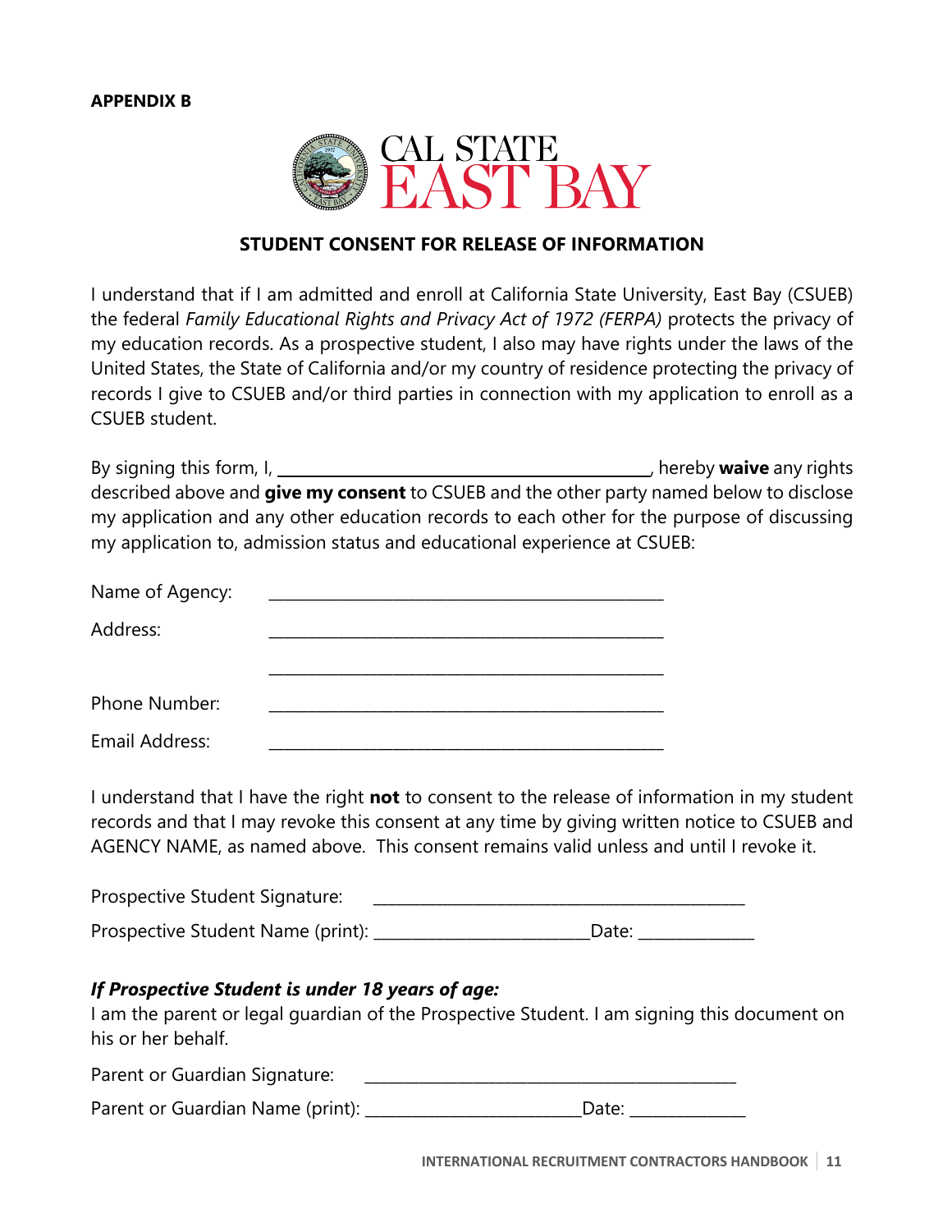**APPENDIX B**

CAL STATE EAST BAY

## STUDENT CONSENT FOR RELEASE OF INFORMATION

I understand that if I am admitted and enroll at California State University, East Bay (CSUEB) the federal *Family Educational Rights and Privacy Act of 1972 (FERPA)* protects the privacy of my education records. As a prospective student, I also may have rights under the laws of the United States, the State of California and/or my country of residence protecting the privacy of records I give to CSUEB and/or third parties in connection with my application to enroll as a CSUEB student.

By signing this form, I, ______________________________, hereby **waive** any rights described above and **give my consent** to CSUEB and the other party named below to disclose my application and any other education records to each other for the purpose of discussing my application to, admission status and educational experience at CSUEB:

Name of Agency: ______________________________

Address: ______________________________

______________________________

Phone Number: ______________________________

Email Address: ______________________________

I understand that I have the right **not** to consent to the release of information in my student records and that I may revoke this consent at any time by giving written notice to CSUEB and AGENCY NAME, as named above. This consent remains valid unless and until I revoke it.

Prospective Student Signature: ______________________________

Prospective Student Name (print): ____________________ Date: __________

***If Prospective Student is under 18 years of age:***

I am the parent or legal guardian of the Prospective Student. I am signing this document on his or her behalf.

Parent or Guardian Signature: ______________________________

Parent or Guardian Name (print): ____________________ Date: __________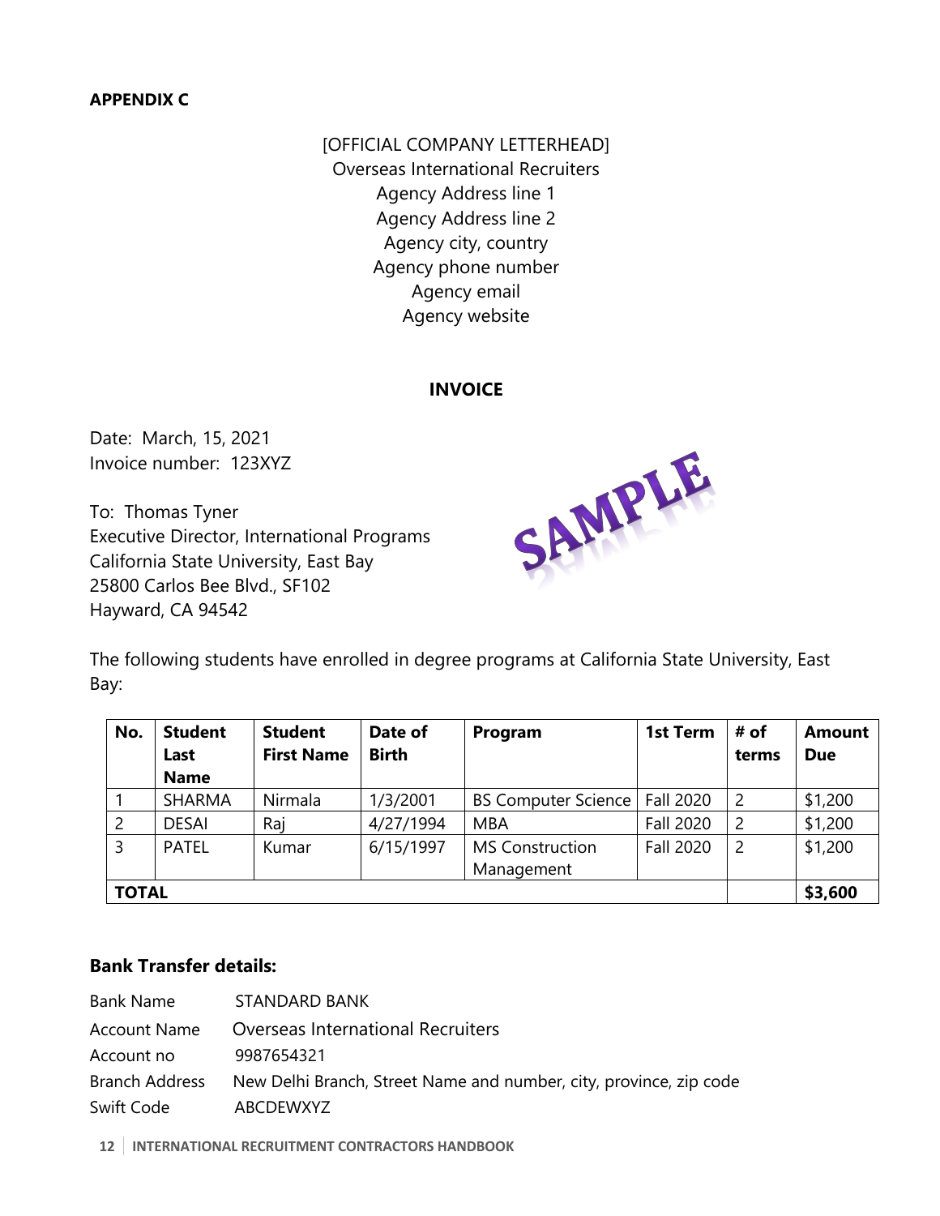**APPENDIX C**

[OFFICIAL COMPANY LETTERHEAD]
Overseas International Recruiters
Agency Address line 1
Agency Address line 2
Agency city, country
Agency phone number
Agency email
Agency website

**INVOICE**

Date: March, 15, 2021
Invoice number: 123XYZ

SAMPLE

To: Thomas Tyner
Executive Director, International Programs
California State University, East Bay
25800 Carlos Bee Blvd., SF102
Hayward, CA 94542

The following students have enrolled in degree programs at California State University, East Bay:

| No. | Student Last Name | Student First Name | Date of Birth | Program | 1st Term | # of terms | Amount Due |
|---|---|---|---|---|---|---|---|
| 1 | SHARMA | Nirmala | 1/3/2001 | BS Computer Science | Fall 2020 | 2 | $1,200 |
| 2 | DESAI | Raj | 4/27/1994 | MBA | Fall 2020 | 2 | $1,200 |
| 3 | PATEL | Kumar | 6/15/1997 | MS Construction Management | Fall 2020 | 2 | $1,200 |
| **TOTAL** | | | | | | | **$3,600** |

**Bank Transfer details:**

| | |
|---|---|
| Bank Name | STANDARD BANK |
| Account Name | Overseas International Recruiters |
| Account no | 9987654321 |
| Branch Address | New Delhi Branch, Street Name and number, city, province, zip code |
| Swift Code | ABCDEWXYZ |